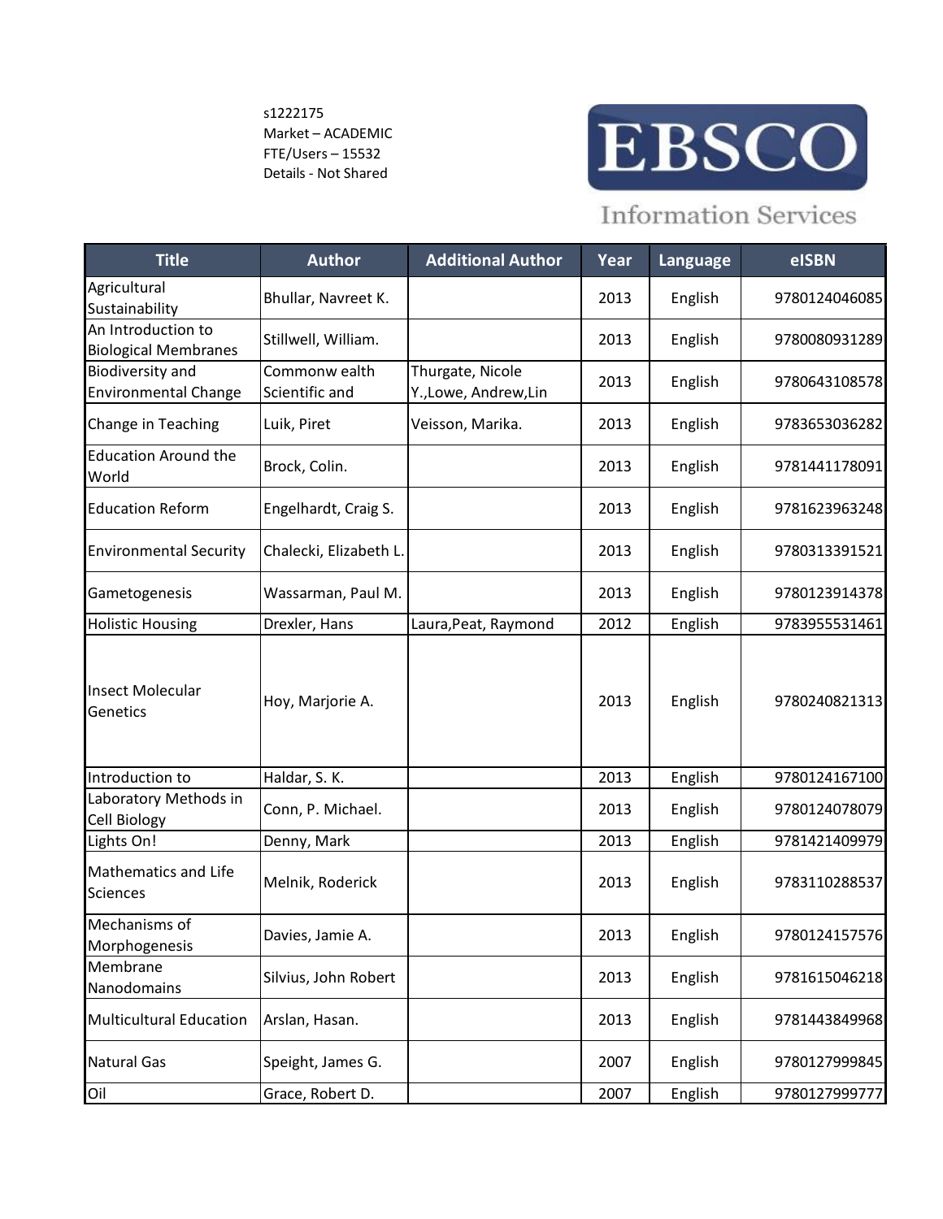s1222175
Market – ACADEMIC
FTE/Users – 15532
Details - Not Shared

EBSCO

Information Services

| Title | Author | Additional Author | Year | Language | eISBN |
|---|---|---|---|---|---|
| Agricultural Sustainability | Bhullar, Navreet K. | | 2013 | English | 9780124046085 |
| An Introduction to Biological Membranes | Stillwell, William. | | 2013 | English | 9780080931289 |
| Biodiversity and Environmental Change | Commonw ealth Scientific and | Thurgate, Nicole Y.,Lowe, Andrew,Lin | 2013 | English | 9780643108578 |
| Change in Teaching | Luik, Piret | Veisson, Marika. | 2013 | English | 9783653036282 |
| Education Around the World | Brock, Colin. | | 2013 | English | 9781441178091 |
| Education Reform | Engelhardt, Craig S. | | 2013 | English | 9781623963248 |
| Environmental Security | Chalecki, Elizabeth L. | | 2013 | English | 9780313391521 |
| Gametogenesis | Wassarman, Paul M. | | 2013 | English | 9780123914378 |
| Holistic Housing | Drexler, Hans | Laura,Peat, Raymond | 2012 | English | 9783955531461 |
| Insect Molecular Genetics | Hoy, Marjorie A. | | 2013 | English | 9780240821313 |
| Introduction to | Haldar, S. K. | | 2013 | English | 9780124167100 |
| Laboratory Methods in Cell Biology | Conn, P. Michael. | | 2013 | English | 9780124078079 |
| Lights On! | Denny, Mark | | 2013 | English | 9781421409979 |
| Mathematics and Life Sciences | Melnik, Roderick | | 2013 | English | 9783110288537 |
| Mechanisms of Morphogenesis | Davies, Jamie A. | | 2013 | English | 9780124157576 |
| Membrane Nanodomains | Silvius, John Robert | | 2013 | English | 9781615046218 |
| Multicultural Education | Arslan, Hasan. | | 2013 | English | 9781443849968 |
| Natural Gas | Speight, James G. | | 2007 | English | 9780127999845 |
| Oil | Grace, Robert D. | | 2007 | English | 9780127999777 |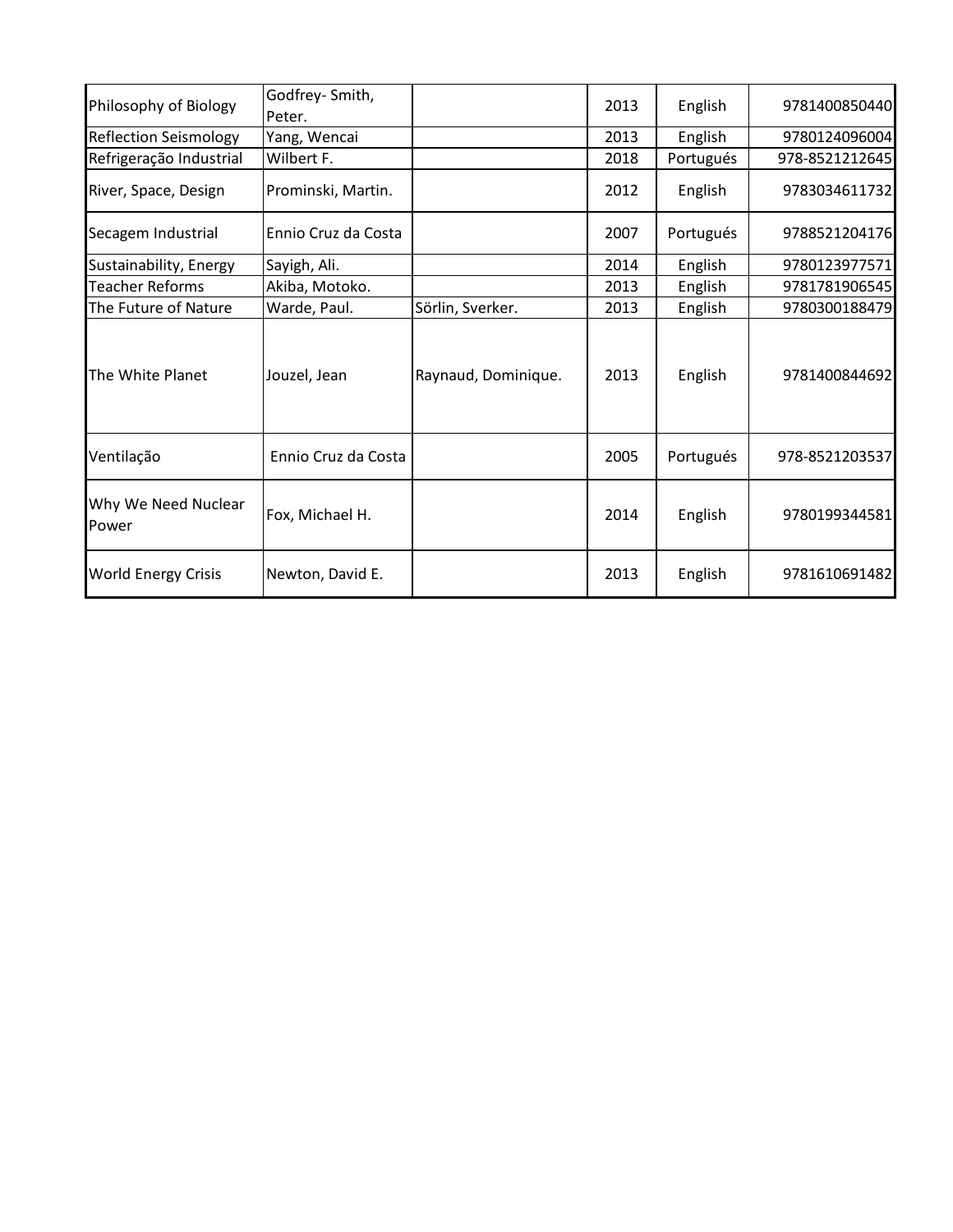| | | | | | |
|---|---|---|---|---|---|
| Philosophy of Biology | Godfrey- Smith, Peter. | | 2013 | English | 9781400850440 |
| Reflection Seismology | Yang, Wencai | | 2013 | English | 9780124096004 |
| Refrigeração Industrial | Wilbert F. | | 2018 | Portugués | 978-8521212645 |
| River, Space, Design | Prominski, Martin. | | 2012 | English | 9783034611732 |
| Secagem Industrial | Ennio Cruz da Costa | | 2007 | Portugués | 9788521204176 |
| Sustainability, Energy | Sayigh, Ali. | | 2014 | English | 9780123977571 |
| Teacher Reforms | Akiba, Motoko. | | 2013 | English | 9781781906545 |
| The Future of Nature | Warde, Paul. | Sörlin, Sverker. | 2013 | English | 9780300188479 |
| The White Planet | Jouzel, Jean | Raynaud, Dominique. | 2013 | English | 9781400844692 |
| Ventilação | Ennio Cruz da Costa | | 2005 | Portugués | 978-8521203537 |
| Why We Need Nuclear Power | Fox, Michael H. | | 2014 | English | 9780199344581 |
| World Energy Crisis | Newton, David E. | | 2013 | English | 9781610691482 |